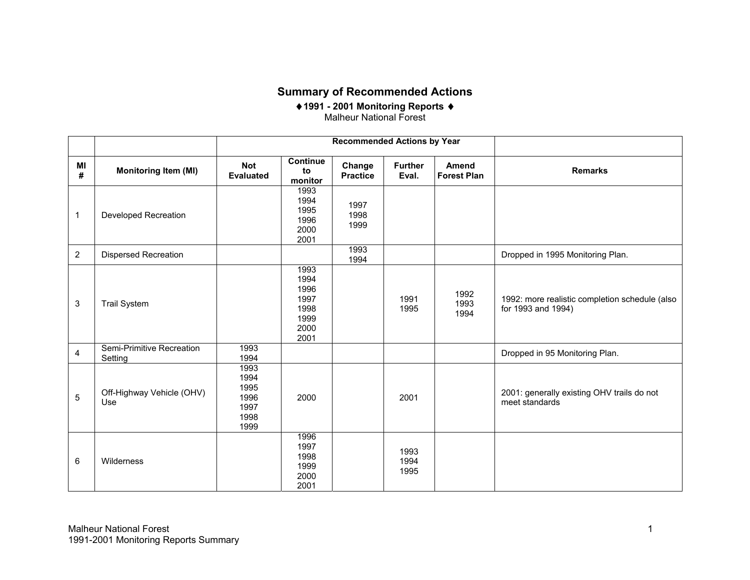# Summary of Recommended Actions

**♦1991 - 2001 Monitoring Reports ♦**

Malheur National Forest

| | | Recommended Actions by Year | | | | | |
|---|---|---|---|---|---|---|---|
| **MI #** | **Monitoring Item (MI)** | **Not Evaluated** | **Continue to monitor** | **Change Practice** | **Further Eval.** | **Amend Forest Plan** | **Remarks** |
| 1 | Developed Recreation | | 1993 1994 1995 1996 2000 2001 | 1997 1998 1999 | | | |
| 2 | Dispersed Recreation | | | 1993 1994 | | | Dropped in 1995 Monitoring Plan. |
| 3 | Trail System | | 1993 1994 1996 1997 1998 1999 2000 2001 | | 1991 1995 | 1992 1993 1994 | 1992: more realistic completion schedule (also for 1993 and 1994) |
| 4 | Semi-Primitive Recreation Setting | 1993 1994 | | | | | Dropped in 95 Monitoring Plan. |
| 5 | Off-Highway Vehicle (OHV) Use | 1993 1994 1995 1996 1997 1998 1999 | 2000 | | 2001 | | 2001: generally existing OHV trails do not meet standards |
| 6 | Wilderness | | 1996 1997 1998 1999 2000 2001 | | 1993 1994 1995 | | |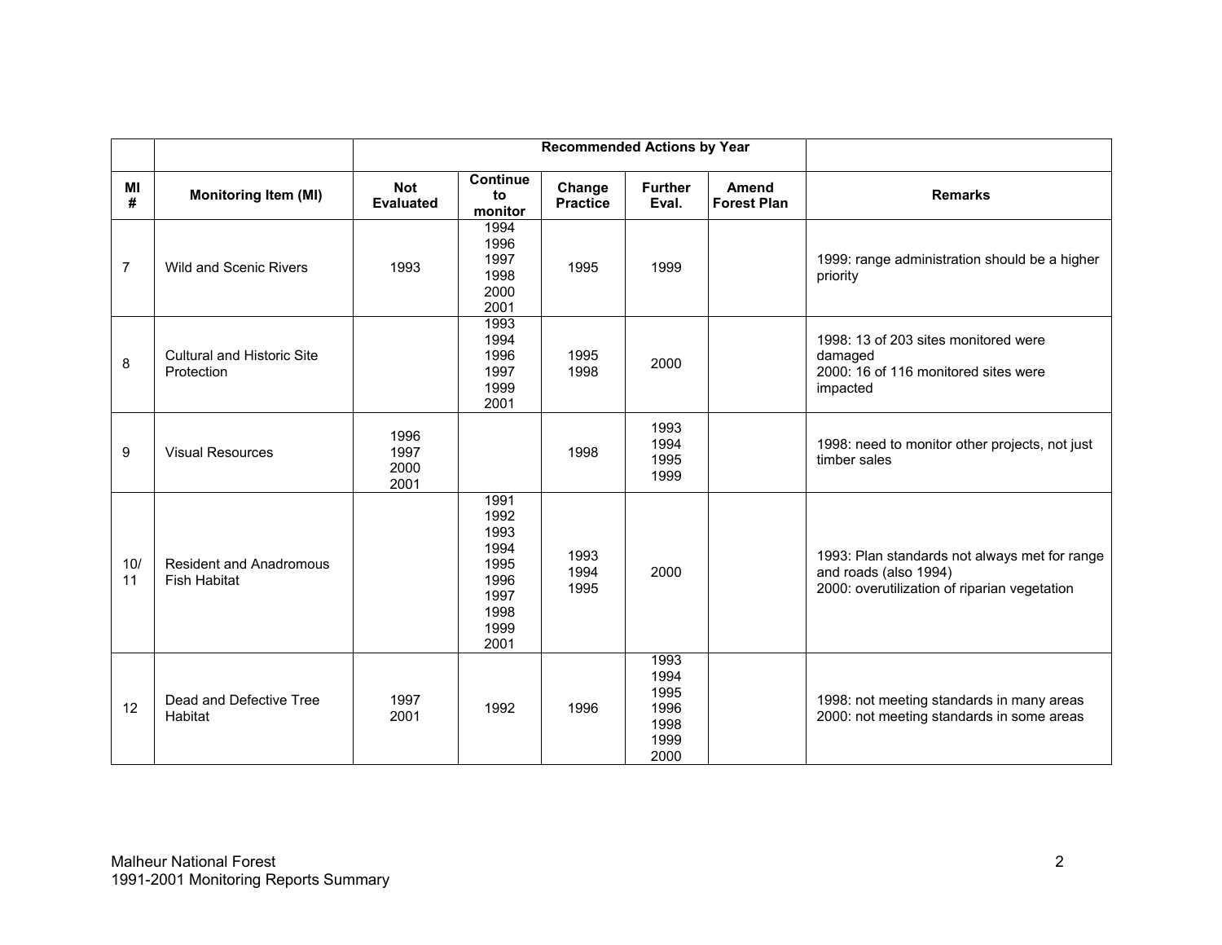| | | Recommended Actions by Year | | | | | |
|---|---|---|---|---|---|---|---|
| MI # | Monitoring Item (MI) | Not Evaluated | Continue to monitor | Change Practice | Further Eval. | Amend Forest Plan | Remarks |
| 7 | Wild and Scenic Rivers | 1993 | 1994<br>1996<br>1997<br>1998<br>2000<br>2001 | 1995 | 1999 | | 1999: range administration should be a higher priority |
| 8 | Cultural and Historic Site Protection | | 1993<br>1994<br>1996<br>1997<br>1999<br>2001 | 1995<br>1998 | 2000 | | 1998: 13 of 203 sites monitored were damaged<br>2000: 16 of 116 monitored sites were impacted |
| 9 | Visual Resources | 1996<br>1997<br>2000<br>2001 | | 1998 | 1993<br>1994<br>1995<br>1999 | | 1998: need to monitor other projects, not just timber sales |
| 10/ 11 | Resident and Anadromous Fish Habitat | | 1991<br>1992<br>1993<br>1994<br>1995<br>1996<br>1997<br>1998<br>1999<br>2001 | 1993<br>1994<br>1995 | 2000 | | 1993: Plan standards not always met for range and roads (also 1994)<br>2000: overutilization of riparian vegetation |
| 12 | Dead and Defective Tree Habitat | 1997<br>2001 | 1992 | 1996 | 1993<br>1994<br>1995<br>1996<br>1998<br>1999<br>2000 | | 1998: not meeting standards in many areas<br>2000: not meeting standards in some areas |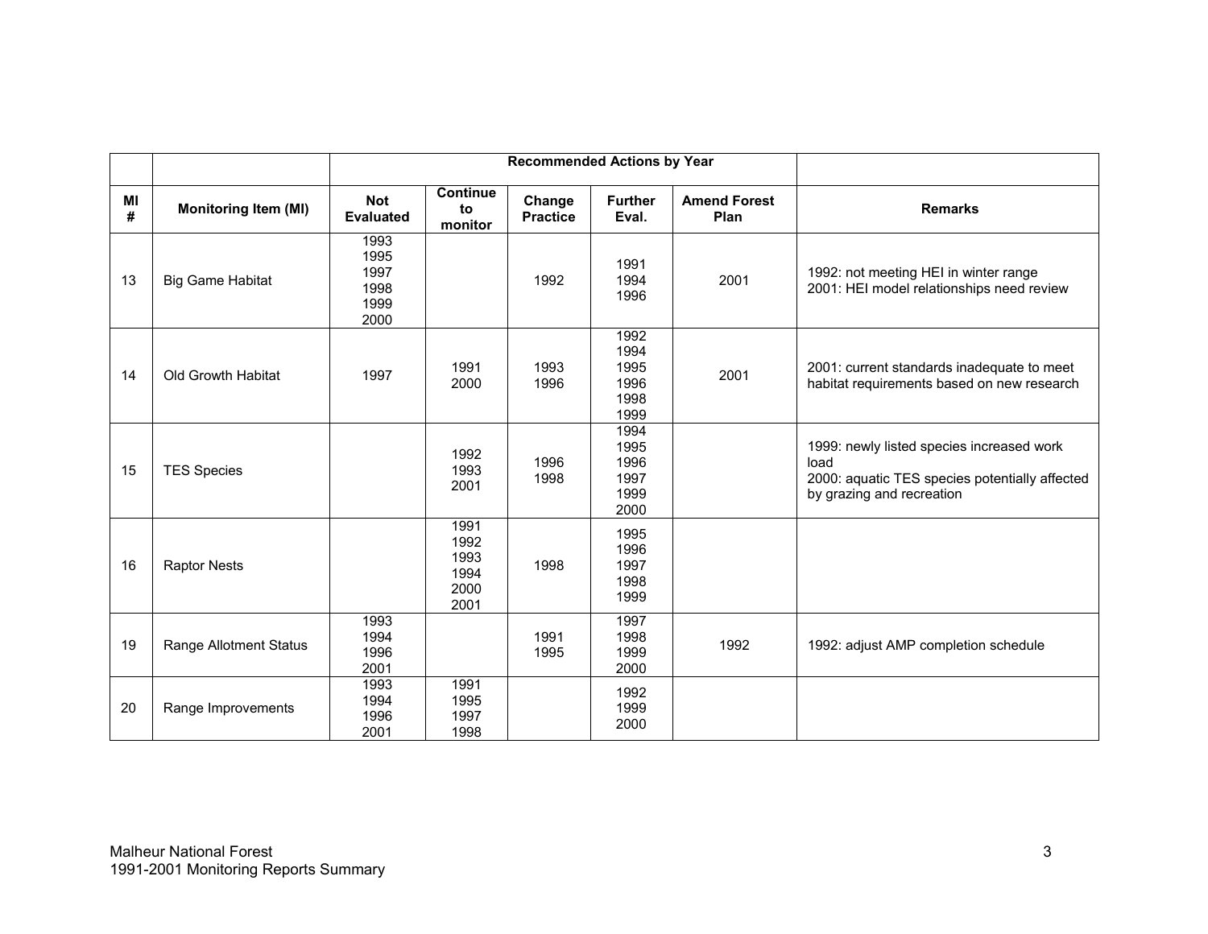| | | Recommended Actions by Year | | | | | |
|---|---|---|---|---|---|---|---|
| MI # | Monitoring Item (MI) | Not Evaluated | Continue to monitor | Change Practice | Further Eval. | Amend Forest Plan | Remarks |
| 13 | Big Game Habitat | 1993<br>1995<br>1997<br>1998<br>1999<br>2000 | | 1992 | 1991<br>1994<br>1996 | 2001 | 1992: not meeting HEI in winter range<br>2001: HEI model relationships need review |
| 14 | Old Growth Habitat | 1997 | 1991<br>2000 | 1993<br>1996 | 1992<br>1994<br>1995<br>1996<br>1998<br>1999 | 2001 | 2001: current standards inadequate to meet habitat requirements based on new research |
| 15 | TES Species | | 1992<br>1993<br>2001 | 1996<br>1998 | 1994<br>1995<br>1996<br>1997<br>1999<br>2000 | | 1999: newly listed species increased work load<br>2000: aquatic TES species potentially affected by grazing and recreation |
| 16 | Raptor Nests | | 1991<br>1992<br>1993<br>1994<br>2000<br>2001 | 1998 | 1995<br>1996<br>1997<br>1998<br>1999 | | |
| 19 | Range Allotment Status | 1993<br>1994<br>1996<br>2001 | | 1991<br>1995 | 1997<br>1998<br>1999<br>2000 | 1992 | 1992: adjust AMP completion schedule |
| 20 | Range Improvements | 1993<br>1994<br>1996<br>2001 | 1991<br>1995<br>1997<br>1998 | | 1992<br>1999<br>2000 | | |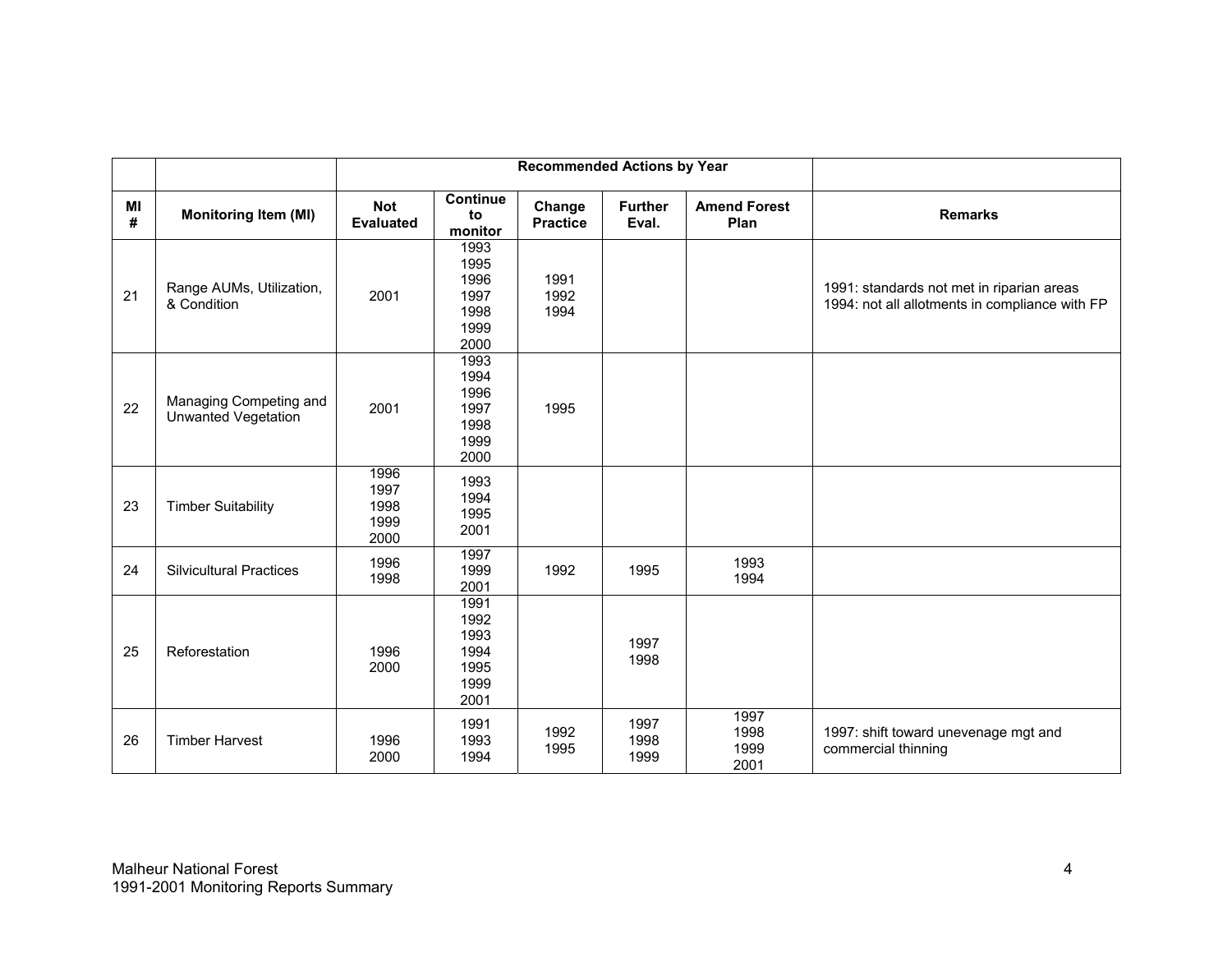| | | Recommended Actions by Year | | | | | |
|---|---|---|---|---|---|---|---|
| MI # | Monitoring Item (MI) | Not Evaluated | Continue to monitor | Change Practice | Further Eval. | Amend Forest Plan | Remarks |
| 21 | Range AUMs, Utilization, & Condition | 2001 | 1993<br>1995<br>1996<br>1997<br>1998<br>1999<br>2000 | 1991<br>1992<br>1994 | | | 1991: standards not met in riparian areas<br>1994: not all allotments in compliance with FP |
| 22 | Managing Competing and Unwanted Vegetation | 2001 | 1993<br>1994<br>1996<br>1997<br>1998<br>1999<br>2000 | 1995 | | | |
| 23 | Timber Suitability | 1996<br>1997<br>1998<br>1999<br>2000 | 1993<br>1994<br>1995<br>2001 | | | | |
| 24 | Silvicultural Practices | 1996<br>1998 | 1997<br>1999<br>2001 | 1992 | 1995 | 1993<br>1994 | |
| 25 | Reforestation | 1996<br>2000 | 1991<br>1992<br>1993<br>1994<br>1995<br>1999<br>2001 | | 1997<br>1998 | | |
| 26 | Timber Harvest | 1996<br>2000 | 1991<br>1993<br>1994 | 1992<br>1995 | 1997<br>1998<br>1999 | 1997<br>1998<br>1999<br>2001 | 1997: shift toward unevenage mgt and commercial thinning |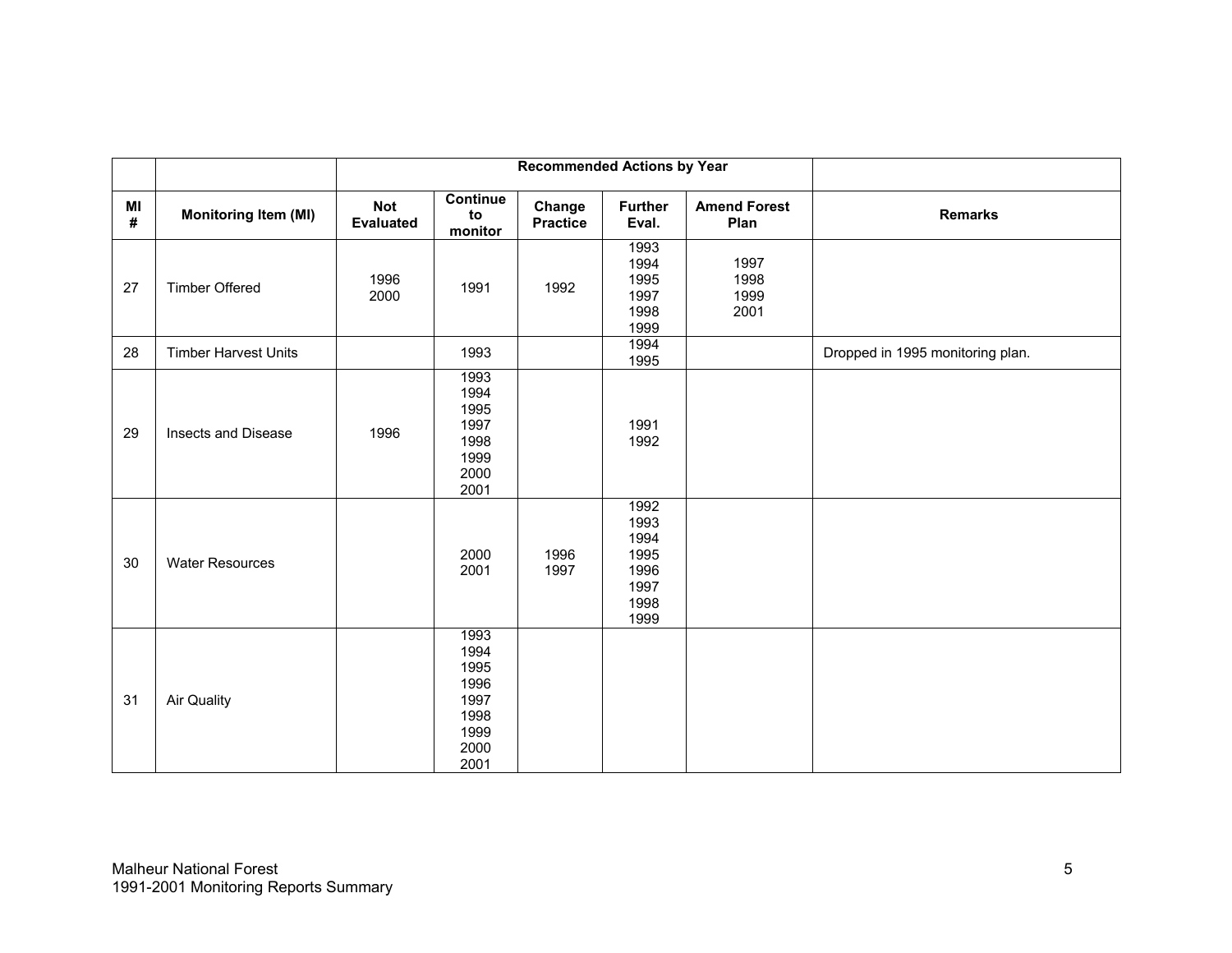| | | Recommended Actions by Year | | | | | |
|---|---|---|---|---|---|---|---|
| MI # | Monitoring Item (MI) | Not Evaluated | Continue to monitor | Change Practice | Further Eval. | Amend Forest Plan | Remarks |
| 27 | Timber Offered | 1996<br>2000 | 1991 | 1992 | 1993<br>1994<br>1995<br>1997<br>1998<br>1999 | 1997<br>1998<br>1999<br>2001 | |
| 28 | Timber Harvest Units | | 1993 | | 1994<br>1995 | | Dropped in 1995 monitoring plan. |
| 29 | Insects and Disease | 1996 | 1993<br>1994<br>1995<br>1997<br>1998<br>1999<br>2000<br>2001 | | 1991<br>1992 | | |
| 30 | Water Resources | | 2000<br>2001 | 1996<br>1997 | 1992<br>1993<br>1994<br>1995<br>1996<br>1997<br>1998<br>1999 | | |
| 31 | Air Quality | | 1993<br>1994<br>1995<br>1996<br>1997<br>1998<br>1999<br>2000<br>2001 | | | | |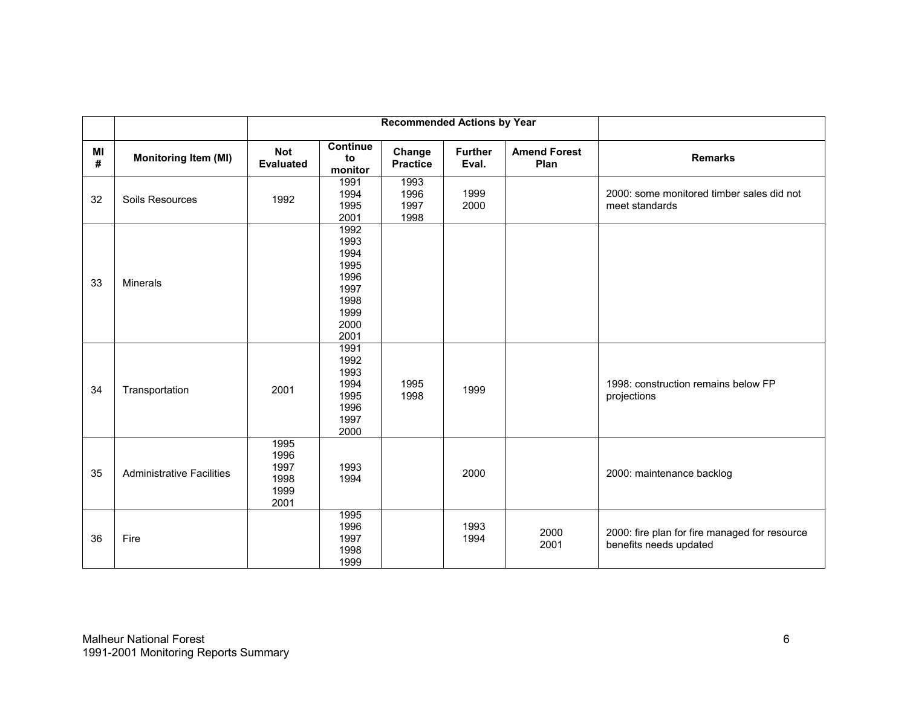| | | Recommended Actions by Year | | | | | |
|---|---|---|---|---|---|---|---|
| MI # | Monitoring Item (MI) | Not Evaluated | Continue to monitor | Change Practice | Further Eval. | Amend Forest Plan | Remarks |
| 32 | Soils Resources | 1992 | 1991<br>1994<br>1995<br>2001 | 1993<br>1996<br>1997<br>1998 | 1999<br>2000 | | 2000: some monitored timber sales did not meet standards |
| 33 | Minerals | | 1992<br>1993<br>1994<br>1995<br>1996<br>1997<br>1998<br>1999<br>2000<br>2001 | | | | |
| 34 | Transportation | 2001 | 1991<br>1992<br>1993<br>1994<br>1995<br>1996<br>1997<br>2000 | 1995<br>1998 | 1999 | | 1998: construction remains below FP projections |
| 35 | Administrative Facilities | 1995<br>1996<br>1997<br>1998<br>1999<br>2001 | 1993<br>1994 | | 2000 | | 2000: maintenance backlog |
| 36 | Fire | | 1995<br>1996<br>1997<br>1998<br>1999 | | 1993<br>1994 | 2000<br>2001 | 2000: fire plan for fire managed for resource benefits needs updated |

Malheur National Forest
1991-2001 Monitoring Reports Summary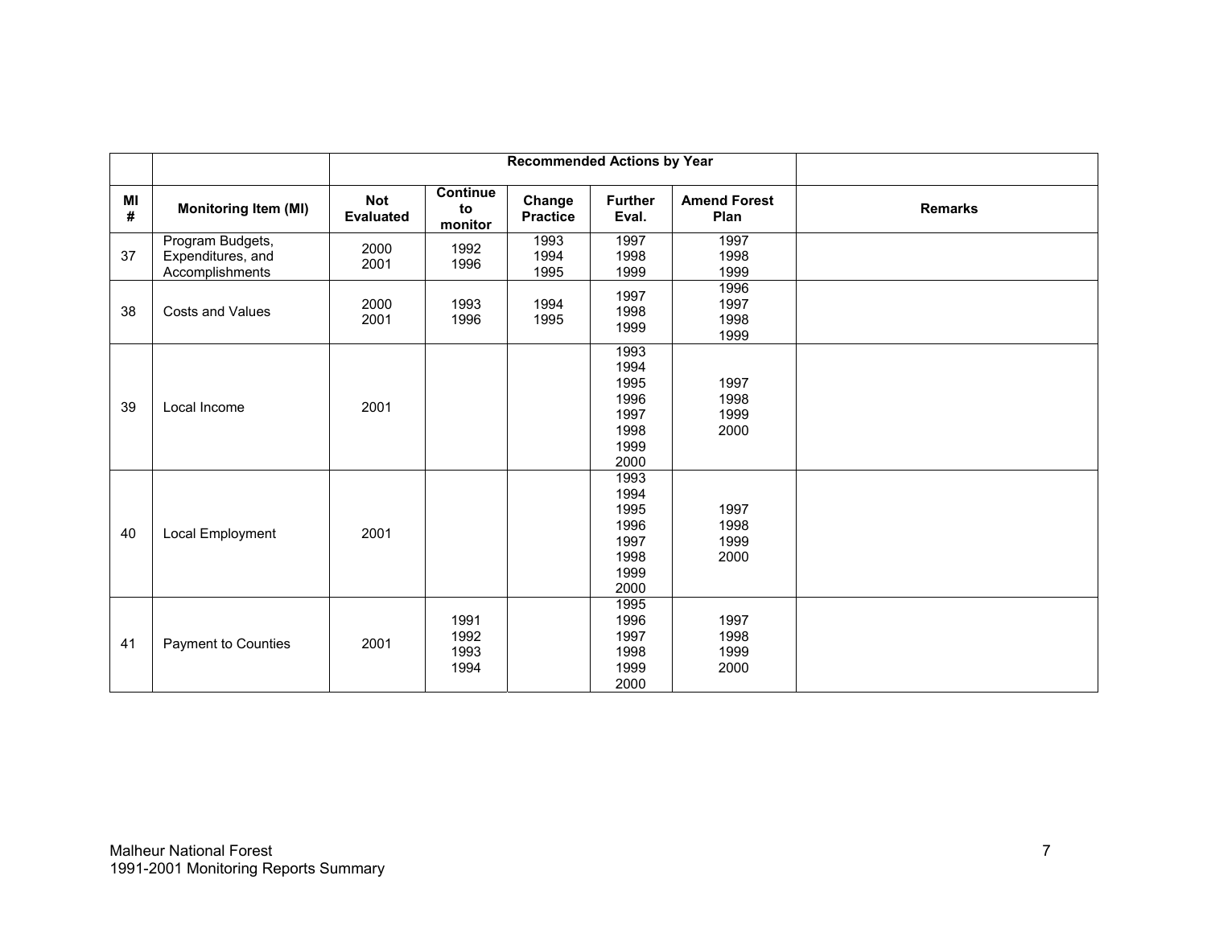| | | Recommended Actions by Year | | | | | |
|---|---|---|---|---|---|---|---|
| MI # | Monitoring Item (MI) | Not Evaluated | Continue to monitor | Change Practice | Further Eval. | Amend Forest Plan | Remarks |
| 37 | Program Budgets, Expenditures, and Accomplishments | 2000 2001 | 1992 1996 | 1993 1994 1995 | 1997 1998 1999 | 1997 1998 1999 | |
| 38 | Costs and Values | 2000 2001 | 1993 1996 | 1994 1995 | 1997 1998 1999 | 1996 1997 1998 1999 | |
| 39 | Local Income | 2001 | | | 1993 1994 1995 1996 1997 1998 1999 2000 | 1997 1998 1999 2000 | |
| 40 | Local Employment | 2001 | | | 1993 1994 1995 1996 1997 1998 1999 2000 | 1997 1998 1999 2000 | |
| 41 | Payment to Counties | 2001 | 1991 1992 1993 1994 | | 1995 1996 1997 1998 1999 2000 | 1997 1998 1999 2000 | |